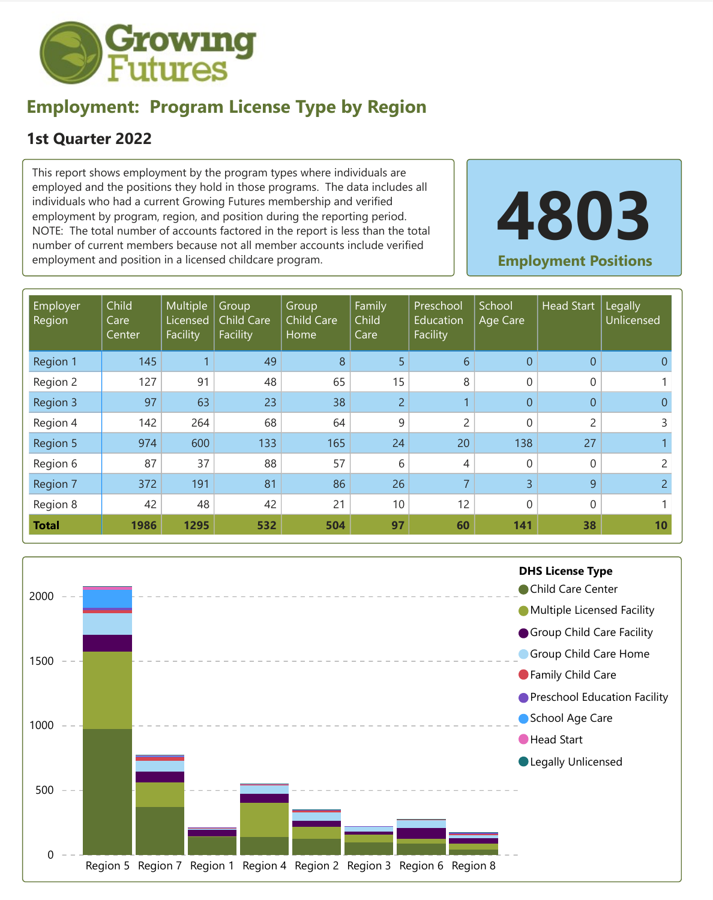Growing Futures

## Employment: Program License Type by Region

### 1st Quarter 2022

This report shows employment by the program types where individuals are employed and the positions they hold in those programs. The data includes all individuals who had a current Growing Futures membership and verified employment by program, region, and position during the reporting period. NOTE: The total number of accounts factored in the report is less than the total number of current members because not all member accounts include verified employment and position in a licensed childcare program.

**4803**

**Employment Positions**

| Employer Region | Child Care Center | Multiple Licensed Facility | Group Child Care Facility | Group Child Care Home | Family Child Care | Preschool Education Facility | School Age Care | Head Start | Legally Unlicensed |
|---|---|---|---|---|---|---|---|---|---|
| Region 1 | 145 | 1 | 49 | 8 | 5 | 6 | 0 | 0 | 0 |
| Region 2 | 127 | 91 | 48 | 65 | 15 | 8 | 0 | 0 | 1 |
| Region 3 | 97 | 63 | 23 | 38 | 2 | 1 | 0 | 0 | 0 |
| Region 4 | 142 | 264 | 68 | 64 | 9 | 2 | 0 | 2 | 3 |
| Region 5 | 974 | 600 | 133 | 165 | 24 | 20 | 138 | 27 | 1 |
| Region 6 | 87 | 37 | 88 | 57 | 6 | 4 | 0 | 0 | 2 |
| Region 7 | 372 | 191 | 81 | 86 | 26 | 7 | 3 | 9 | 2 |
| Region 8 | 42 | 48 | 42 | 21 | 10 | 12 | 0 | 0 | 1 |
| **Total** | **1986** | **1295** | **532** | **504** | **97** | **60** | **141** | **38** | **10** |

DHS License Type: Child Care Center, Multiple Licensed Facility, Group Child Care Facility, Group Child Care Home, Family Child Care, Preschool Education Facility, School Age Care, Head Start, Legally Unlicensed

Region 5, Region 7, Region 1, Region 4, Region 2, Region 3, Region 6, Region 8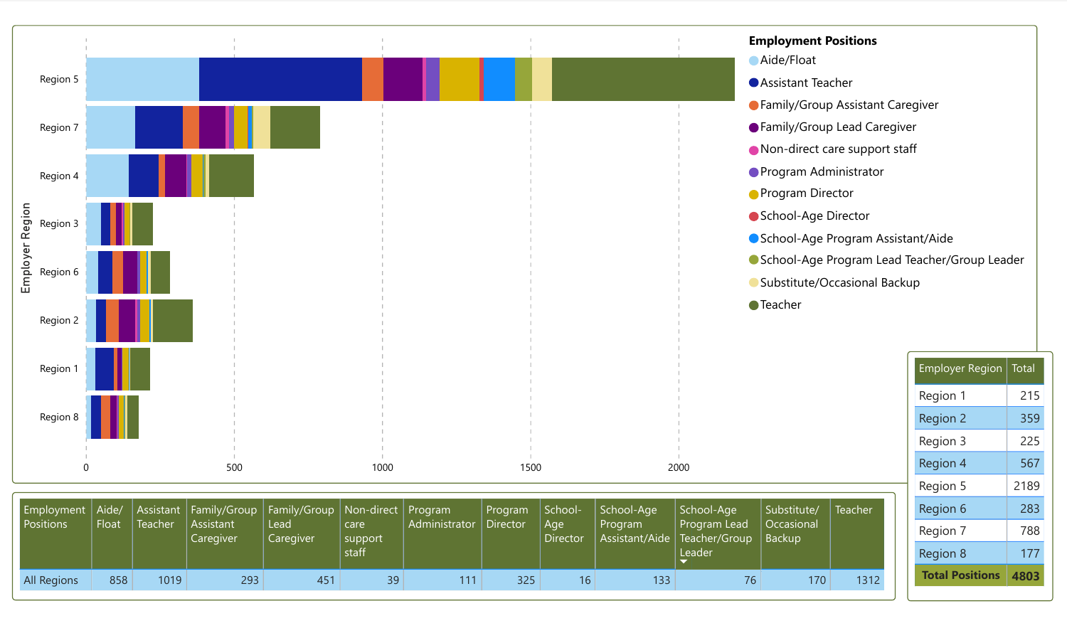Employer Region

Region 5

Region 7

Region 4

Region 3

Region 6

Region 2

Region 1

Region 8

0

500

1000

1500

2000

**Employment Positions**

Aide/Float

Assistant Teacher

Family/Group Assistant Caregiver

Family/Group Lead Caregiver

Non-direct care support staff

Program Administrator

Program Director

School-Age Director

School-Age Program Assistant/Aide

School-Age Program Lead Teacher/Group Leader

Substitute/Occasional Backup

Teacher

| Employer Region | Total |
|---|---|
| Region 1 | 215 |
| Region 2 | 359 |
| Region 3 | 225 |
| Region 4 | 567 |
| Region 5 | 2189 |
| Region 6 | 283 |
| Region 7 | 788 |
| Region 8 | 177 |
| **Total Positions** | **4803** |

| Employment Positions | Aide/ Float | Assistant Teacher | Family/Group Assistant Caregiver | Family/Group Lead Caregiver | Non-direct care support staff | Program Administrator | Program Director | School-Age Director | School-Age Program Assistant/Aide | School-Age Program Lead Teacher/Group Leader | Substitute/ Occasional Backup | Teacher |
|---|---|---|---|---|---|---|---|---|---|---|---|---|
| All Regions | 858 | 1019 | 293 | 451 | 39 | 111 | 325 | 16 | 133 | 76 | 170 | 1312 |